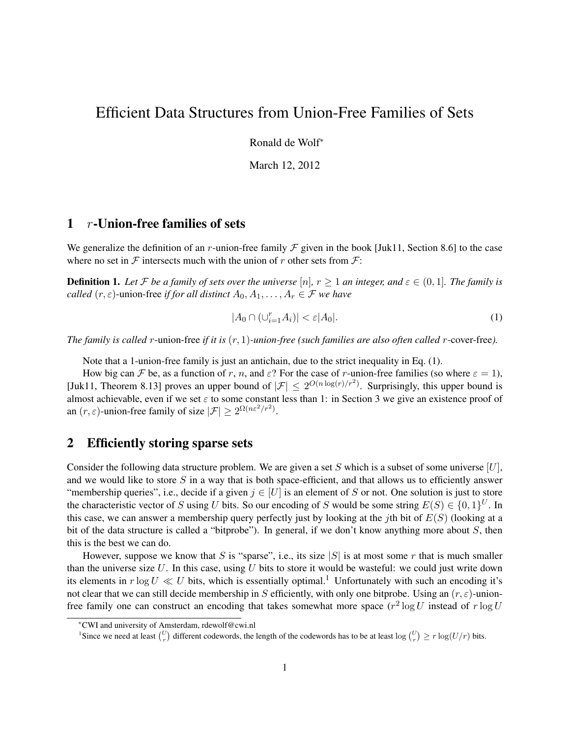# Efficient Data Structures from Union-Free Families of Sets

Ronald de Wolf*

March 12, 2012

## 1 $r$-Union-free families of sets

We generalize the definition of an $r$-union-free family $\mathcal{F}$ given in the book [Juk11, Section 8.6] to the case where no set in $\mathcal{F}$ intersects much with the union of $r$ other sets from $\mathcal{F}$:

**Definition 1.** *Let $\mathcal{F}$ be a family of sets over the universe $[n]$, $r \geq 1$ an integer, and $\varepsilon \in (0, 1]$. The family is called $(r, \varepsilon)$-*union-free *if for all distinct $A_0, A_1, \ldots, A_r \in \mathcal{F}$ we have*

$$|A_0 \cap (\cup_{i=1}^{r} A_i)| < \varepsilon |A_0|. \tag{1}$$

*The family is called* $r$-union-free *if it is $(r, 1)$-union-free (such families are also often called* $r$-cover-free*).*

Note that a 1-union-free family is just an antichain, due to the strict inequality in Eq. (1).

How big can $\mathcal{F}$ be, as a function of $r$, $n$, and $\varepsilon$? For the case of $r$-union-free families (so where $\varepsilon = 1$), [Juk11, Theorem 8.13] proves an upper bound of $|\mathcal{F}| \leq 2^{O(n \log(r)/r^2)}$. Surprisingly, this upper bound is almost achievable, even if we set $\varepsilon$ to some constant less than 1: in Section 3 we give an existence proof of an $(r, \varepsilon)$-union-free family of size $|\mathcal{F}| \geq 2^{\Omega(n\varepsilon^2/r^2)}$.

## 2 Efficiently storing sparse sets

Consider the following data structure problem. We are given a set $S$ which is a subset of some universe $[U]$, and we would like to store $S$ in a way that is both space-efficient, and that allows us to efficiently answer "membership queries", i.e., decide if a given $j \in [U]$ is an element of $S$ or not. One solution is just to store the characteristic vector of $S$ using $U$ bits. So our encoding of $S$ would be some string $E(S) \in \{0, 1\}^U$. In this case, we can answer a membership query perfectly just by looking at the $j$th bit of $E(S)$ (looking at a bit of the data structure is called a "bitprobe"). In general, if we don't know anything more about $S$, then this is the best we can do.

However, suppose we know that $S$ is "sparse", i.e., its size $|S|$ is at most some $r$ that is much smaller than the universe size $U$. In this case, using $U$ bits to store it would be wasteful: we could just write down its elements in $r \log U \ll U$ bits, which is essentially optimal.[1] Unfortunately with such an encoding it's not clear that we can still decide membership in $S$ efficiently, with only one bitprobe. Using an $(r, \varepsilon)$-union-free family one can construct an encoding that takes somewhat more space ($r^2 \log U$ instead of $r \log U$

---

*CWI and university of Amsterdam, rdewolf@cwi.nl

[1] Since we need at least $\binom{U}{r}$ different codewords, the length of the codewords has to be at least $\log \binom{U}{r} \geq r \log(U/r)$ bits.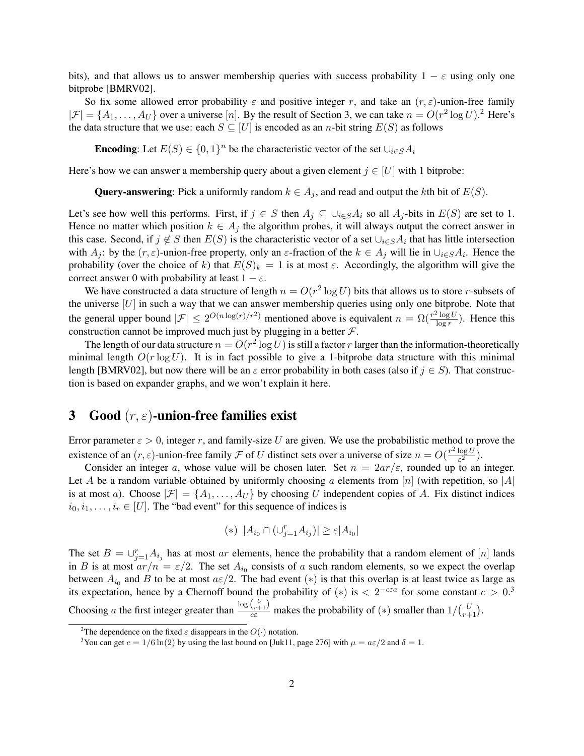bits), and that allows us to answer membership queries with success probability $1 - \varepsilon$ using only one bitprobe [BMRV02].

So fix some allowed error probability $\varepsilon$ and positive integer $r$, and take an $(r, \varepsilon)$-union-free family $|\mathcal{F}| = \{A_1, \ldots, A_U\}$ over a universe $[n]$. By the result of Section 3, we can take $n = O(r^2 \log U)$.[2] Here's the data structure that we use: each $S \subseteq [U]$ is encoded as an $n$-bit string $E(S)$ as follows

**Encoding**: Let $E(S) \in \{0,1\}^n$ be the characteristic vector of the set $\cup_{i \in S} A_i$

Here's how we can answer a membership query about a given element $j \in [U]$ with 1 bitprobe:

**Query-answering**: Pick a uniformly random $k \in A_j$, and read and output the $k$th bit of $E(S)$.

Let's see how well this performs. First, if $j \in S$ then $A_j \subseteq \cup_{i \in S} A_i$ so all $A_j$-bits in $E(S)$ are set to 1. Hence no matter which position $k \in A_j$ the algorithm probes, it will always output the correct answer in this case. Second, if $j \notin S$ then $E(S)$ is the characteristic vector of a set $\cup_{i \in S} A_i$ that has little intersection with $A_j$: by the $(r, \varepsilon)$-union-free property, only an $\varepsilon$-fraction of the $k \in A_j$ will lie in $\cup_{i \in S} A_i$. Hence the probability (over the choice of $k$) that $E(S)_k = 1$ is at most $\varepsilon$. Accordingly, the algorithm will give the correct answer 0 with probability at least $1 - \varepsilon$.

We have constructed a data structure of length $n = O(r^2 \log U)$ bits that allows us to store $r$-subsets of the universe $[U]$ in such a way that we can answer membership queries using only one bitprobe. Note that the general upper bound $|\mathcal{F}| \leq 2^{O(n \log(r)/r^2)}$ mentioned above is equivalent $n = \Omega(\frac{r^2 \log U}{\log r})$. Hence this construction cannot be improved much just by plugging in a better $\mathcal{F}$.

The length of our data structure $n = O(r^2 \log U)$ is still a factor $r$ larger than the information-theoretically minimal length $O(r \log U)$. It is in fact possible to give a 1-bitprobe data structure with this minimal length [BMRV02], but now there will be an $\varepsilon$ error probability in both cases (also if $j \in S$). That construction is based on expander graphs, and we won't explain it here.

## 3 Good $(r, \varepsilon)$-union-free families exist

Error parameter $\varepsilon > 0$, integer $r$, and family-size $U$ are given. We use the probabilistic method to prove the existence of an $(r, \varepsilon)$-union-free family $\mathcal{F}$ of $U$ distinct sets over a universe of size $n = O(\frac{r^2 \log U}{\varepsilon^2})$.

Consider an integer $a$, whose value will be chosen later. Set $n = 2ar/\varepsilon$, rounded up to an integer. Let $A$ be a random variable obtained by uniformly choosing $a$ elements from $[n]$ (with repetition, so $|A|$ is at most $a$). Choose $|\mathcal{F}| = \{A_1, \ldots, A_U\}$ by choosing $U$ independent copies of $A$. Fix distinct indices $i_0, i_1, \ldots, i_r \in [U]$. The "bad event" for this sequence of indices is

$$(*) \;\; |A_{i_0} \cap (\cup_{j=1}^r A_{i_j})| \geq \varepsilon |A_{i_0}|$$

The set $B = \cup_{j=1}^r A_{i_j}$ has at most $ar$ elements, hence the probability that a random element of $[n]$ lands in $B$ is at most $ar/n = \varepsilon/2$. The set $A_{i_0}$ consists of $a$ such random elements, so we expect the overlap between $A_{i_0}$ and $B$ to be at most $a\varepsilon/2$. The bad event $(*)$ is that this overlap is at least twice as large as its expectation, hence by a Chernoff bound the probability of $(*)$ is $< 2^{-c\varepsilon a}$ for some constant $c > 0$.[3] Choosing $a$ the first integer greater than $\frac{\log \binom{U}{r+1}}{c\varepsilon}$ makes the probability of $(*)$ smaller than $1/\binom{U}{r+1}$.

---

[2] The dependence on the fixed $\varepsilon$ disappears in the $O(\cdot)$ notation.

[3] You can get $c = 1/6 \ln(2)$ by using the last bound on [Juk11, page 276] with $\mu = a\varepsilon/2$ and $\delta = 1$.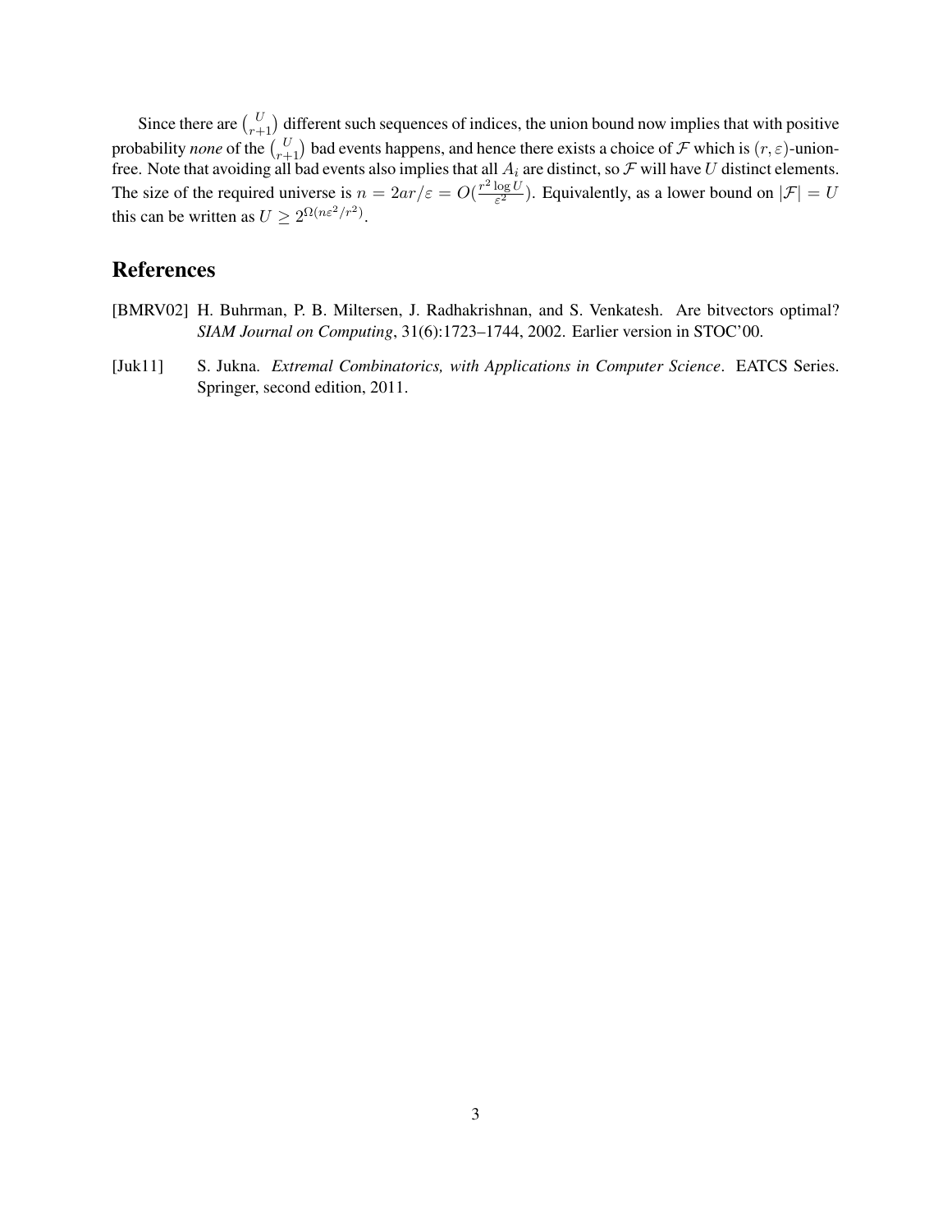Since there are $\binom{U}{r+1}$ different such sequences of indices, the union bound now implies that with positive probability *none* of the $\binom{U}{r+1}$ bad events happens, and hence there exists a choice of $\mathcal{F}$ which is $(r, \varepsilon)$-union-free. Note that avoiding all bad events also implies that all $A_i$ are distinct, so $\mathcal{F}$ will have $U$ distinct elements. The size of the required universe is $n = 2ar/\varepsilon = O(\frac{r^2 \log U}{\varepsilon^2})$. Equivalently, as a lower bound on $|\mathcal{F}| = U$ this can be written as $U \geq 2^{\Omega(n\varepsilon^2/r^2)}$.

## References

[BMRV02] H. Buhrman, P. B. Miltersen, J. Radhakrishnan, and S. Venkatesh. Are bitvectors optimal? *SIAM Journal on Computing*, 31(6):1723–1744, 2002. Earlier version in STOC'00.

[Juk11] S. Jukna. *Extremal Combinatorics, with Applications in Computer Science*. EATCS Series. Springer, second edition, 2011.